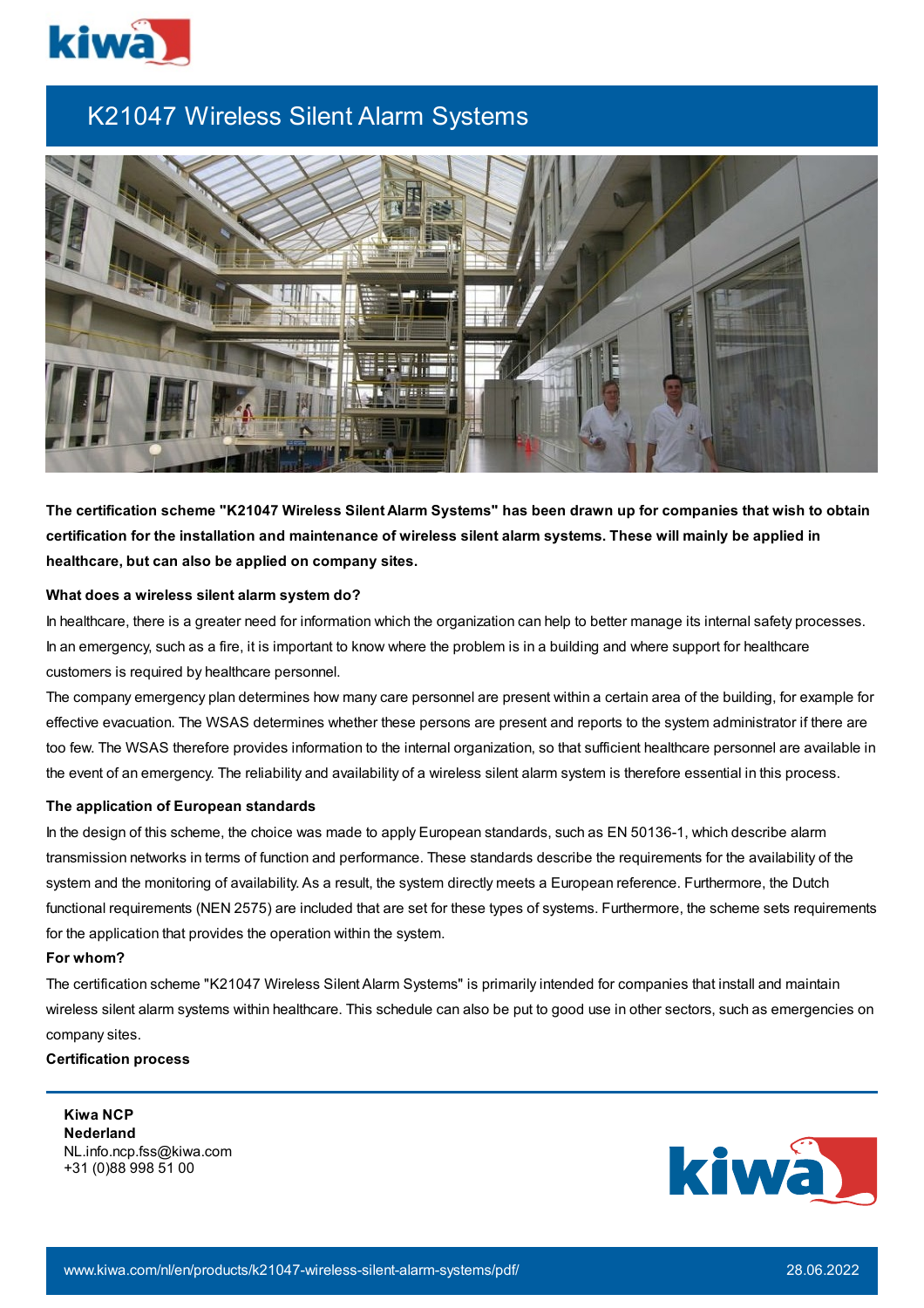# K21047 Wireless Silent Alarm Systems

**The certification scheme "K21047 Wireless Silent Alarm Systems" has been drawn up for companies that wish to obtain certification for the installation and maintenance of wireless silent alarm systems. These will mainly be applied in healthcare, but can also be applied on company sites.**

**What does a wireless silent alarm system do?**

In healthcare, there is a greater need for information which the organization can help to better manage its internal safety processes. In an emergency, such as a fire, it is important to know where the problem is in a building and where support for healthcare customers is required by healthcare personnel.

The company emergency plan determines how many care personnel are present within a certain area of the building, for example for effective evacuation. The WSAS determines whether these persons are present and reports to the system administrator if there are too few. The WSAS therefore provides information to the internal organization, so that sufficient healthcare personnel are available in the event of an emergency. The reliability and availability of a wireless silent alarm system is therefore essential in this process.

**The application of European standards**

In the design of this scheme, the choice was made to apply European standards, such as EN 50136-1, which describe alarm transmission networks in terms of function and performance. These standards describe the requirements for the availability of the system and the monitoring of availability. As a result, the system directly meets a European reference. Furthermore, the Dutch functional requirements (NEN 2575) are included that are set for these types of systems. Furthermore, the scheme sets requirements for the application that provides the operation within the system.

**For whom?**

The certification scheme "K21047 Wireless Silent Alarm Systems" is primarily intended for companies that install and maintain wireless silent alarm systems within healthcare. This schedule can also be put to good use in other sectors, such as emergencies on company sites.

**Certification process**

**Kiwa NCP**
**Nederland**
NL.info.ncp.fss@kiwa.com
+31 (0)88 998 51 00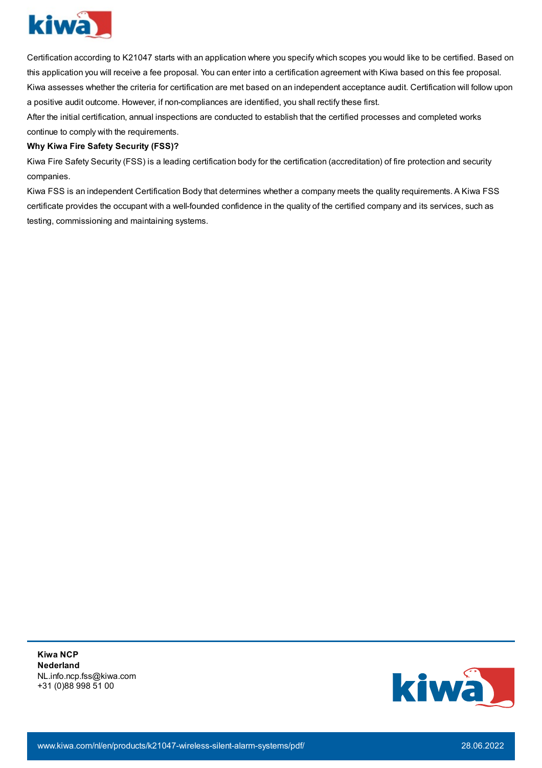Certification according to K21047 starts with an application where you specify which scopes you would like to be certified. Based on this application you will receive a fee proposal. You can enter into a certification agreement with Kiwa based on this fee proposal. Kiwa assesses whether the criteria for certification are met based on an independent acceptance audit. Certification will follow upon a positive audit outcome. However, if non-compliances are identified, you shall rectify these first.

After the initial certification, annual inspections are conducted to establish that the certified processes and completed works continue to comply with the requirements.

**Why Kiwa Fire Safety Security (FSS)?**

Kiwa Fire Safety Security (FSS) is a leading certification body for the certification (accreditation) of fire protection and security companies.

Kiwa FSS is an independent Certification Body that determines whether a company meets the quality requirements. A Kiwa FSS certificate provides the occupant with a well-founded confidence in the quality of the certified company and its services, such as testing, commissioning and maintaining systems.

**Kiwa NCP**
**Nederland**
NL.info.ncp.fss@kiwa.com
+31 (0)88 998 51 00